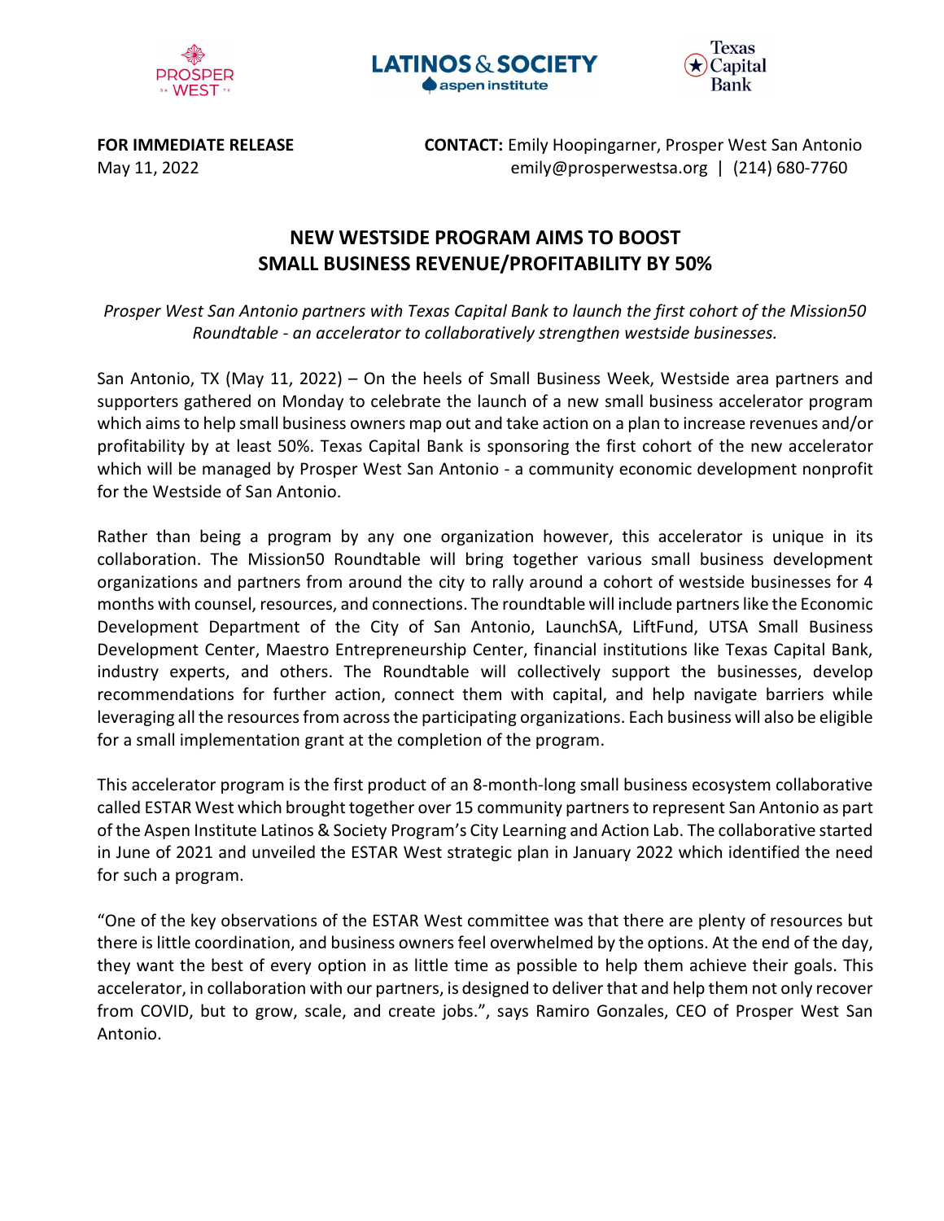**FOR IMMEDIATE RELEASE**
May 11, 2022

**CONTACT:** Emily Hoopingarner, Prosper West San Antonio
emily@prosperwestsa.org | (214) 680-7760

# NEW WESTSIDE PROGRAM AIMS TO BOOST SMALL BUSINESS REVENUE/PROFITABILITY BY 50%

*Prosper West San Antonio partners with Texas Capital Bank to launch the first cohort of the Mission50 Roundtable - an accelerator to collaboratively strengthen westside businesses.*

San Antonio, TX (May 11, 2022) – On the heels of Small Business Week, Westside area partners and supporters gathered on Monday to celebrate the launch of a new small business accelerator program which aims to help small business owners map out and take action on a plan to increase revenues and/or profitability by at least 50%. Texas Capital Bank is sponsoring the first cohort of the new accelerator which will be managed by Prosper West San Antonio - a community economic development nonprofit for the Westside of San Antonio.

Rather than being a program by any one organization however, this accelerator is unique in its collaboration. The Mission50 Roundtable will bring together various small business development organizations and partners from around the city to rally around a cohort of westside businesses for 4 months with counsel, resources, and connections. The roundtable will include partners like the Economic Development Department of the City of San Antonio, LaunchSA, LiftFund, UTSA Small Business Development Center, Maestro Entrepreneurship Center, financial institutions like Texas Capital Bank, industry experts, and others. The Roundtable will collectively support the businesses, develop recommendations for further action, connect them with capital, and help navigate barriers while leveraging all the resources from across the participating organizations. Each business will also be eligible for a small implementation grant at the completion of the program.

This accelerator program is the first product of an 8-month-long small business ecosystem collaborative called ESTAR West which brought together over 15 community partners to represent San Antonio as part of the Aspen Institute Latinos & Society Program's City Learning and Action Lab. The collaborative started in June of 2021 and unveiled the ESTAR West strategic plan in January 2022 which identified the need for such a program.

"One of the key observations of the ESTAR West committee was that there are plenty of resources but there is little coordination, and business owners feel overwhelmed by the options. At the end of the day, they want the best of every option in as little time as possible to help them achieve their goals. This accelerator, in collaboration with our partners, is designed to deliver that and help them not only recover from COVID, but to grow, scale, and create jobs.", says Ramiro Gonzales, CEO of Prosper West San Antonio.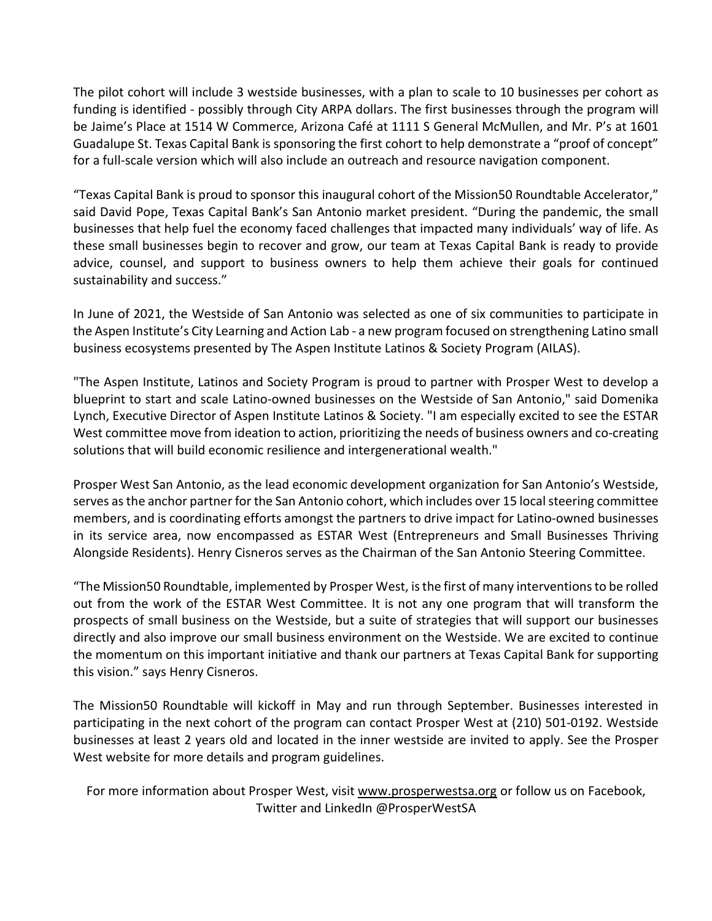The pilot cohort will include 3 westside businesses, with a plan to scale to 10 businesses per cohort as funding is identified - possibly through City ARPA dollars. The first businesses through the program will be Jaime's Place at 1514 W Commerce, Arizona Café at 1111 S General McMullen, and Mr. P's at 1601 Guadalupe St. Texas Capital Bank is sponsoring the first cohort to help demonstrate a "proof of concept" for a full-scale version which will also include an outreach and resource navigation component.

"Texas Capital Bank is proud to sponsor this inaugural cohort of the Mission50 Roundtable Accelerator," said David Pope, Texas Capital Bank's San Antonio market president. "During the pandemic, the small businesses that help fuel the economy faced challenges that impacted many individuals' way of life. As these small businesses begin to recover and grow, our team at Texas Capital Bank is ready to provide advice, counsel, and support to business owners to help them achieve their goals for continued sustainability and success."

In June of 2021, the Westside of San Antonio was selected as one of six communities to participate in the Aspen Institute's City Learning and Action Lab - a new program focused on strengthening Latino small business ecosystems presented by The Aspen Institute Latinos & Society Program (AILAS).

"The Aspen Institute, Latinos and Society Program is proud to partner with Prosper West to develop a blueprint to start and scale Latino-owned businesses on the Westside of San Antonio," said Domenika Lynch, Executive Director of Aspen Institute Latinos & Society. "I am especially excited to see the ESTAR West committee move from ideation to action, prioritizing the needs of business owners and co-creating solutions that will build economic resilience and intergenerational wealth."

Prosper West San Antonio, as the lead economic development organization for San Antonio's Westside, serves as the anchor partner for the San Antonio cohort, which includes over 15 local steering committee members, and is coordinating efforts amongst the partners to drive impact for Latino-owned businesses in its service area, now encompassed as ESTAR West (Entrepreneurs and Small Businesses Thriving Alongside Residents). Henry Cisneros serves as the Chairman of the San Antonio Steering Committee.

"The Mission50 Roundtable, implemented by Prosper West, is the first of many interventions to be rolled out from the work of the ESTAR West Committee. It is not any one program that will transform the prospects of small business on the Westside, but a suite of strategies that will support our businesses directly and also improve our small business environment on the Westside. We are excited to continue the momentum on this important initiative and thank our partners at Texas Capital Bank for supporting this vision." says Henry Cisneros.

The Mission50 Roundtable will kickoff in May and run through September. Businesses interested in participating in the next cohort of the program can contact Prosper West at (210) 501-0192. Westside businesses at least 2 years old and located in the inner westside are invited to apply. See the Prosper West website for more details and program guidelines.

For more information about Prosper West, visit www.prosperwestsa.org or follow us on Facebook, Twitter and LinkedIn @ProsperWestSA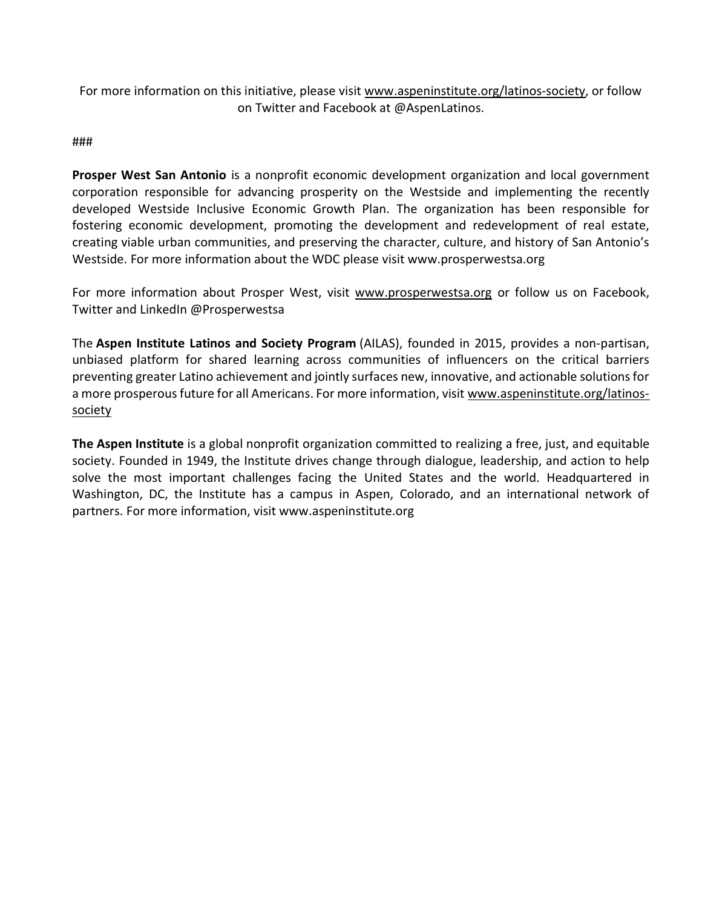For more information on this initiative, please visit www.aspeninstitute.org/latinos-society, or follow on Twitter and Facebook at @AspenLatinos.

###

**Prosper West San Antonio** is a nonprofit economic development organization and local government corporation responsible for advancing prosperity on the Westside and implementing the recently developed Westside Inclusive Economic Growth Plan. The organization has been responsible for fostering economic development, promoting the development and redevelopment of real estate, creating viable urban communities, and preserving the character, culture, and history of San Antonio's Westside. For more information about the WDC please visit www.prosperwestsa.org

For more information about Prosper West, visit www.prosperwestsa.org or follow us on Facebook, Twitter and LinkedIn @Prosperwestsa

The **Aspen Institute Latinos and Society Program** (AILAS), founded in 2015, provides a non-partisan, unbiased platform for shared learning across communities of influencers on the critical barriers preventing greater Latino achievement and jointly surfaces new, innovative, and actionable solutions for a more prosperous future for all Americans. For more information, visit www.aspeninstitute.org/latinos-society

**The Aspen Institute** is a global nonprofit organization committed to realizing a free, just, and equitable society. Founded in 1949, the Institute drives change through dialogue, leadership, and action to help solve the most important challenges facing the United States and the world. Headquartered in Washington, DC, the Institute has a campus in Aspen, Colorado, and an international network of partners. For more information, visit www.aspeninstitute.org